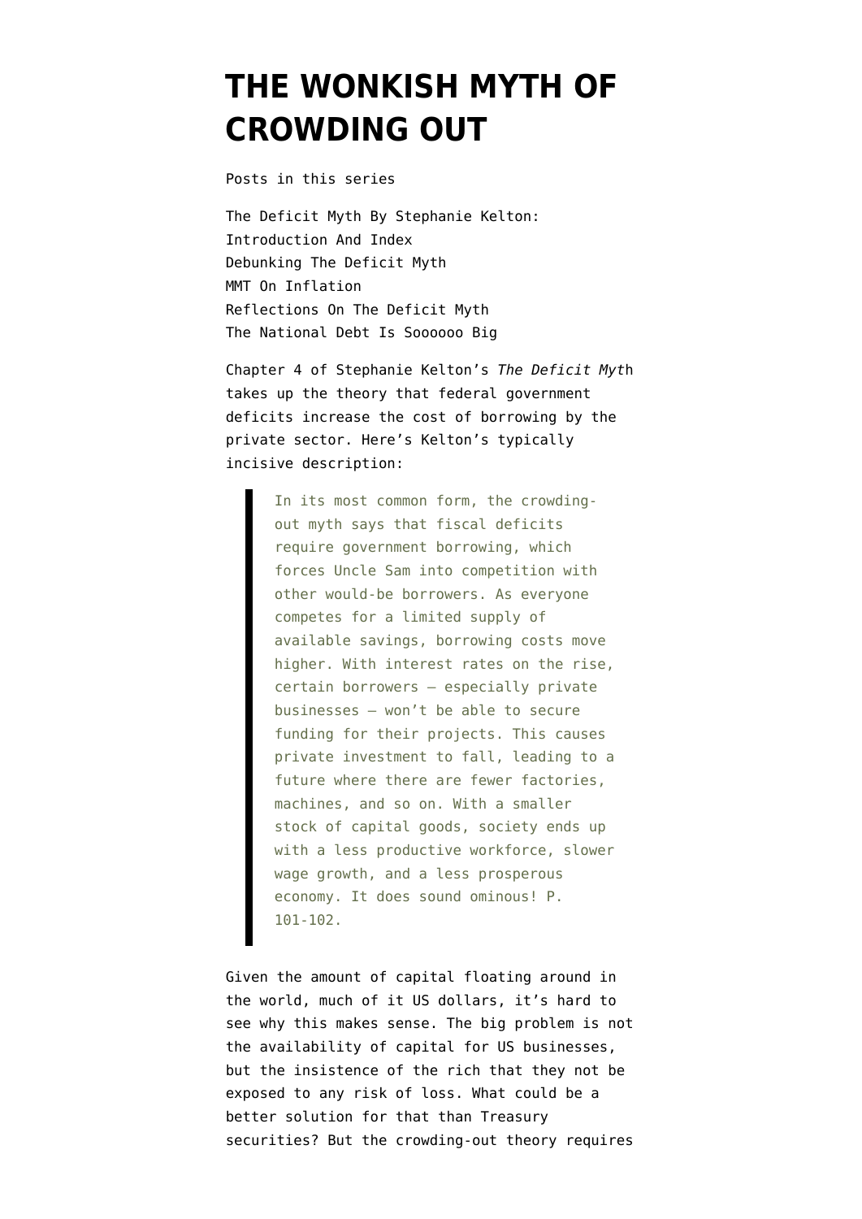# THE WONKISH MYTH OF CROWDING OUT

Posts in this series

The Deficit Myth By Stephanie Kelton: Introduction And Index
Debunking The Deficit Myth
MMT On Inflation
Reflections On The Deficit Myth
The National Debt Is Soooooo Big

Chapter 4 of Stephanie Kelton's *The Deficit Myth* takes up the theory that federal government deficits increase the cost of borrowing by the private sector. Here's Kelton's typically incisive description:

> In its most common form, the crowding-out myth says that fiscal deficits require government borrowing, which forces Uncle Sam into competition with other would-be borrowers. As everyone competes for a limited supply of available savings, borrowing costs move higher. With interest rates on the rise, certain borrowers — especially private businesses — won't be able to secure funding for their projects. This causes private investment to fall, leading to a future where there are fewer factories, machines, and so on. With a smaller stock of capital goods, society ends up with a less productive workforce, slower wage growth, and a less prosperous economy. It does sound ominous! P. 101-102.

Given the amount of capital floating around in the world, much of it US dollars, it's hard to see why this makes sense. The big problem is not the availability of capital for US businesses, but the insistence of the rich that they not be exposed to any risk of loss. What could be a better solution for that than Treasury securities? But the crowding-out theory requires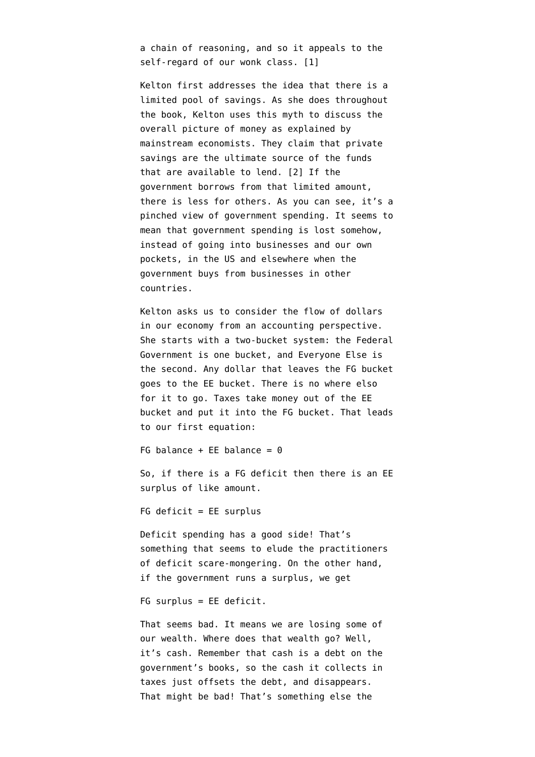a chain of reasoning, and so it appeals to the self-regard of our wonk class. [1]

Kelton first addresses the idea that there is a limited pool of savings. As she does throughout the book, Kelton uses this myth to discuss the overall picture of money as explained by mainstream economists. They claim that private savings are the ultimate source of the funds that are available to lend. [2] If the government borrows from that limited amount, there is less for others. As you can see, it's a pinched view of government spending. It seems to mean that government spending is lost somehow, instead of going into businesses and our own pockets, in the US and elsewhere when the government buys from businesses in other countries.

Kelton asks us to consider the flow of dollars in our economy from an accounting perspective. She starts with a two-bucket system: the Federal Government is one bucket, and Everyone Else is the second. Any dollar that leaves the FG bucket goes to the EE bucket. There is no where elso for it to go. Taxes take money out of the EE bucket and put it into the FG bucket. That leads to our first equation:

FG balance + EE balance = 0

So, if there is a FG deficit then there is an EE surplus of like amount.

FG deficit = EE surplus

Deficit spending has a good side! That's something that seems to elude the practitioners of deficit scare-mongering. On the other hand, if the government runs a surplus, we get

FG surplus = EE deficit.

That seems bad. It means we are losing some of our wealth. Where does that wealth go? Well, it's cash. Remember that cash is a debt on the government's books, so the cash it collects in taxes just offsets the debt, and disappears. That might be bad! That's something else the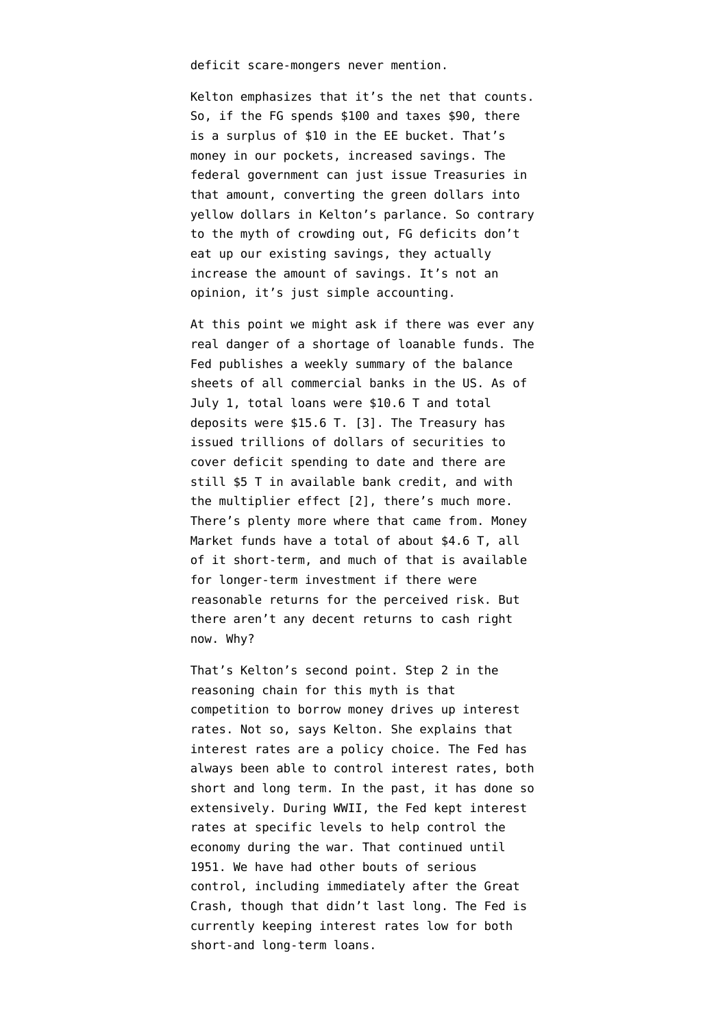deficit scare-mongers never mention.

Kelton emphasizes that it's the net that counts. So, if the FG spends $100 and taxes $90, there is a surplus of $10 in the EE bucket. That's money in our pockets, increased savings. The federal government can just issue Treasuries in that amount, converting the green dollars into yellow dollars in Kelton's parlance. So contrary to the myth of crowding out, FG deficits don't eat up our existing savings, they actually increase the amount of savings. It's not an opinion, it's just simple accounting.

At this point we might ask if there was ever any real danger of a shortage of loanable funds. The Fed publishes a weekly summary of the balance sheets of all commercial banks in the US. As of July 1, total loans were $10.6 T and total deposits were $15.6 T. [3]. The Treasury has issued trillions of dollars of securities to cover deficit spending to date and there are still $5 T in available bank credit, and with the multiplier effect [2], there's much more. There's plenty more where that came from. Money Market funds have a total of about $4.6 T, all of it short-term, and much of that is available for longer-term investment if there were reasonable returns for the perceived risk. But there aren't any decent returns to cash right now. Why?

That's Kelton's second point. Step 2 in the reasoning chain for this myth is that competition to borrow money drives up interest rates. Not so, says Kelton. She explains that interest rates are a policy choice. The Fed has always been able to control interest rates, both short and long term. In the past, it has done so extensively. During WWII, the Fed kept interest rates at specific levels to help control the economy during the war. That continued until 1951. We have had other bouts of serious control, including immediately after the Great Crash, though that didn't last long. The Fed is currently keeping interest rates low for both short-and long-term loans.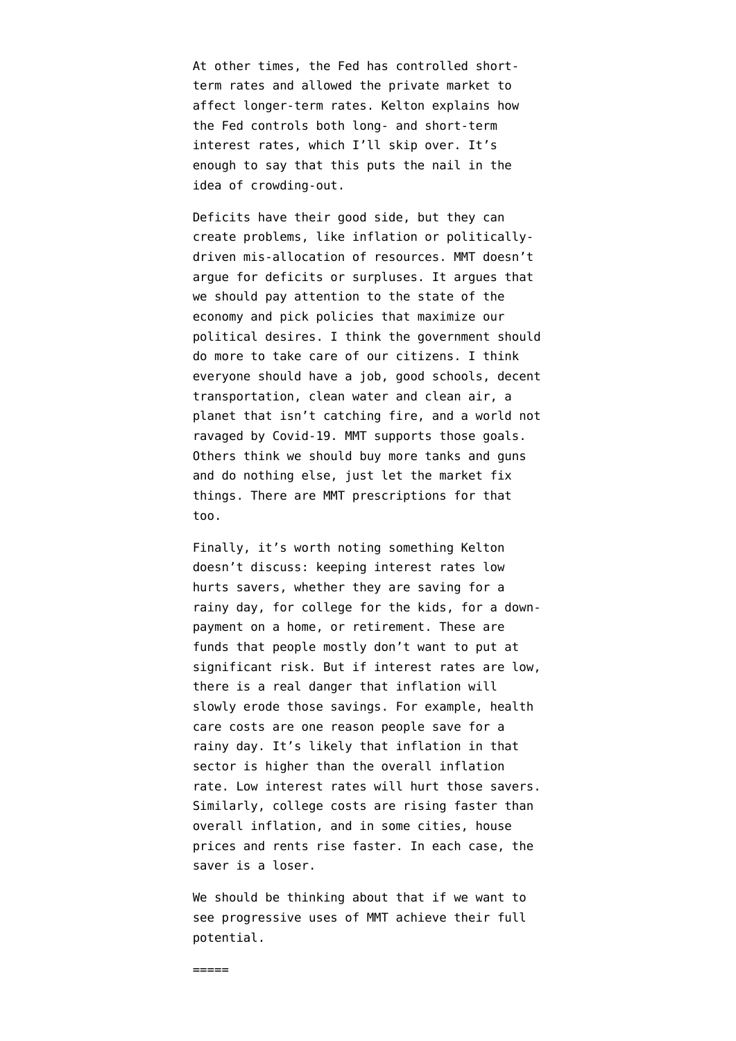At other times, the Fed has controlled short-term rates and allowed the private market to affect longer-term rates. Kelton explains how the Fed controls both long- and short-term interest rates, which I'll skip over. It's enough to say that this puts the nail in the idea of crowding-out.

Deficits have their good side, but they can create problems, like inflation or politically-driven mis-allocation of resources. MMT doesn't argue for deficits or surpluses. It argues that we should pay attention to the state of the economy and pick policies that maximize our political desires. I think the government should do more to take care of our citizens. I think everyone should have a job, good schools, decent transportation, clean water and clean air, a planet that isn't catching fire, and a world not ravaged by Covid-19. MMT supports those goals. Others think we should buy more tanks and guns and do nothing else, just let the market fix things. There are MMT prescriptions for that too.

Finally, it's worth noting something Kelton doesn't discuss: keeping interest rates low hurts savers, whether they are saving for a rainy day, for college for the kids, for a down-payment on a home, or retirement. These are funds that people mostly don't want to put at significant risk. But if interest rates are low, there is a real danger that inflation will slowly erode those savings. For example, health care costs are one reason people save for a rainy day. It's likely that inflation in that sector is higher than the overall inflation rate. Low interest rates will hurt those savers. Similarly, college costs are rising faster than overall inflation, and in some cities, house prices and rents rise faster. In each case, the saver is a loser.

We should be thinking about that if we want to see progressive uses of MMT achieve their full potential.

=====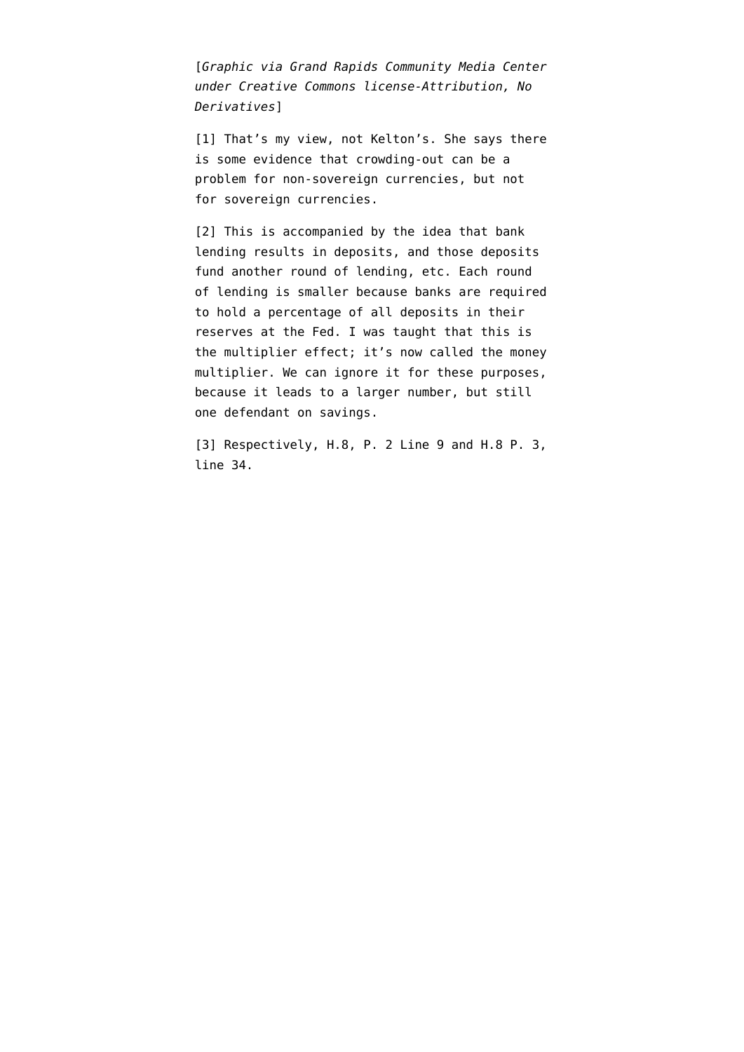[*Graphic via Grand Rapids Community Media Center under Creative Commons license-Attribution, No Derivatives*]

[1] That's my view, not Kelton's. She says there is some evidence that crowding-out can be a problem for non-sovereign currencies, but not for sovereign currencies.

[2] This is accompanied by the idea that bank lending results in deposits, and those deposits fund another round of lending, etc. Each round of lending is smaller because banks are required to hold a percentage of all deposits in their reserves at the Fed. I was taught that this is the multiplier effect; it's now called the money multiplier. We can ignore it for these purposes, because it leads to a larger number, but still one defendant on savings.

[3] Respectively, H.8, P. 2 Line 9 and H.8 P. 3, line 34.